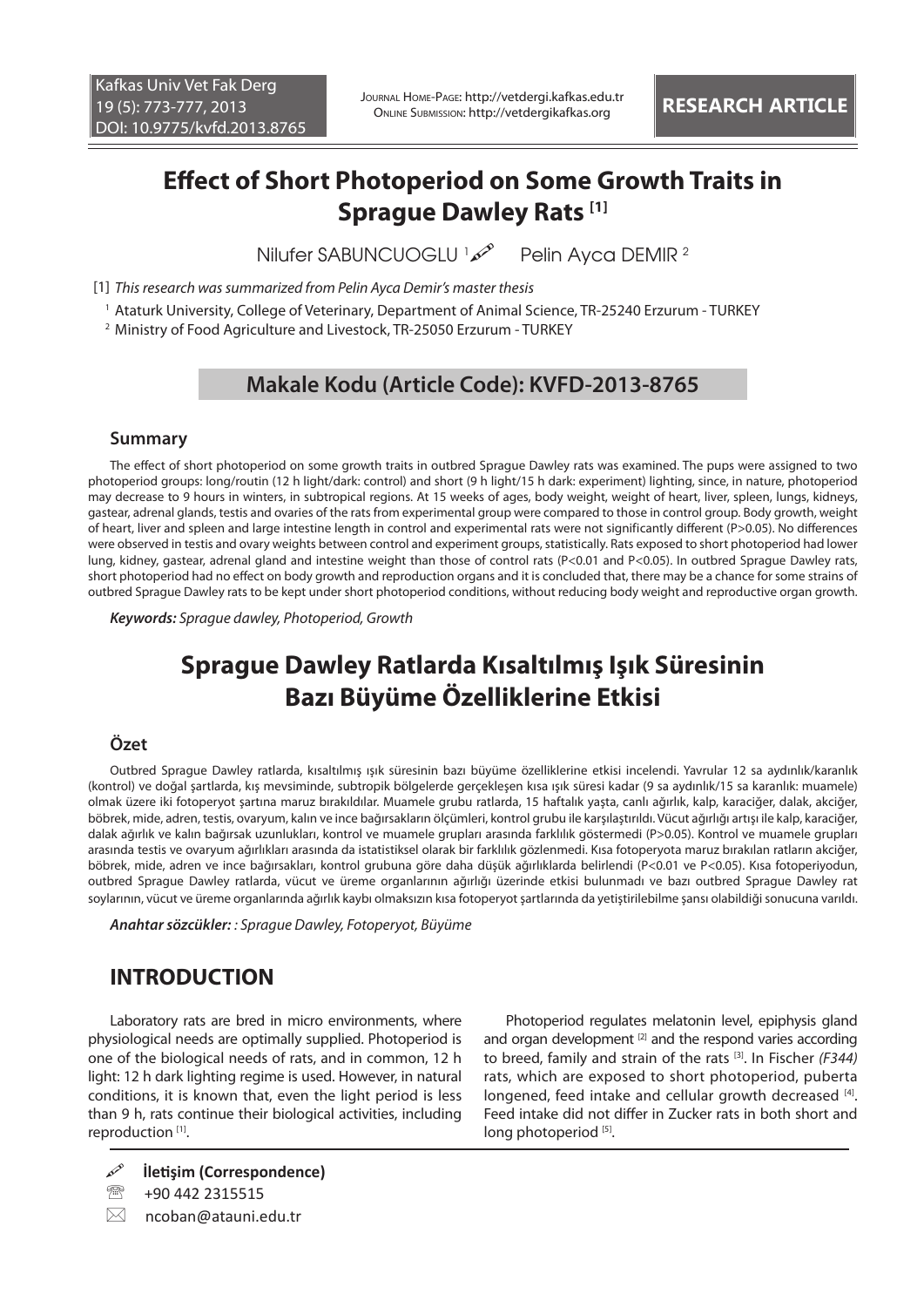Kafkas Univ Vet Fak Derg
19 (5): 773-777, 2013
DOI: 10.9775/kvfd.2013.8765

Journal Home-Page: http://vetdergi.kafkas.edu.tr
Online Submission: http://vetdergikafkas.org

**RESEARCH ARTICLE**

# Effect of Short Photoperiod on Some Growth Traits in Sprague Dawley Rats [1]

Nilufer SABUNCUOGLU [1] Pelin Ayca DEMIR [2]

[1] *This research was summarized from Pelin Ayca Demir's master thesis*

[1] Ataturk University, College of Veterinary, Department of Animal Science, TR-25240 Erzurum - TURKEY

[2] Ministry of Food Agriculture and Livestock, TR-25050 Erzurum - TURKEY

**Makale Kodu (Article Code): KVFD-2013-8765**

## Summary

The effect of short photoperiod on some growth traits in outbred Sprague Dawley rats was examined. The pups were assigned to two photoperiod groups: long/routin (12 h light/dark: control) and short (9 h light/15 h dark: experiment) lighting, since, in nature, photoperiod may decrease to 9 hours in winters, in subtropical regions. At 15 weeks of ages, body weight, weight of heart, liver, spleen, lungs, kidneys, gastear, adrenal glands, testis and ovaries of the rats from experimental group were compared to those in control group. Body growth, weight of heart, liver and spleen and large intestine length in control and experimental rats were not significantly different (P>0.05). No differences were observed in testis and ovary weights between control and experiment groups, statistically. Rats exposed to short photoperiod had lower lung, kidney, gastear, adrenal gland and intestine weight than those of control rats (P<0.01 and P<0.05). In outbred Sprague Dawley rats, short photoperiod had no effect on body growth and reproduction organs and it is concluded that, there may be a chance for some strains of outbred Sprague Dawley rats to be kept under short photoperiod conditions, without reducing body weight and reproductive organ growth.

***Keywords:*** *Sprague dawley, Photoperiod, Growth*

# Sprague Dawley Ratlarda Kısaltılmış Işık Süresinin Bazı Büyüme Özelliklerine Etkisi

## Özet

Outbred Sprague Dawley ratlarda, kısaltılmış ışık süresinin bazı büyüme özelliklerine etkisi incelendi. Yavrular 12 sa aydınlık/karanlık (kontrol) ve doğal şartlarda, kış mevsiminde, subtropik bölgelerde gerçekleşen kısa ışık süresi kadar (9 sa aydınlık/15 sa karanlık: muamele) olmak üzere iki fotoperyot şartına maruz bırakıldılar. Muamele grubu ratlarda, 15 haftalık yaşta, canlı ağırlık, kalp, karaciğer, dalak, akciğer, böbrek, mide, adren, testis, ovaryum, kalın ve ince bağırsakların ölçümleri, kontrol grubu ile karşılaştırıldı. Vücut ağırlığı artışı ile kalp, karaciğer, dalak ağırlık ve kalın bağırsak uzunlukları, kontrol ve muamele grupları arasında farklılık göstermedi (P>0.05). Kontrol ve muamele grupları arasında testis ve ovaryum ağırlıkları arasında da istatistiksel olarak bir farklılık gözlenmedi. Kısa fotoperyota maruz bırakılan ratların akciğer, böbrek, mide, adren ve ince bağırsakları, kontrol grubuna göre daha düşük ağırlıklarda belirlendi (P<0.01 ve P<0.05). Kısa fotoperiyodun, outbred Sprague Dawley ratlarda, vücut ve üreme organlarının ağırlığı üzerinde etkisi bulunmadı ve bazı outbred Sprague Dawley rat soylarının, vücut ve üreme organlarında ağırlık kaybı olmaksızın kısa fotoperyot şartlarında da yetiştirilebilme şansı olabildiği sonucuna varıldı.

***Anahtar sözcükler:*** *: Sprague Dawley, Fotoperyot, Büyüme*

## INTRODUCTION

Laboratory rats are bred in micro environments, where physiological needs are optimally supplied. Photoperiod is one of the biological needs of rats, and in common, 12 h light: 12 h dark lighting regime is used. However, in natural conditions, it is known that, even the light period is less than 9 h, rats continue their biological activities, including reproduction [1].

Photoperiod regulates melatonin level, epiphysis gland and organ development [2] and the respond varies according to breed, family and strain of the rats [3]. In Fischer *(F344)* rats, which are exposed to short photoperiod, puberta longened, feed intake and cellular growth decreased [4]. Feed intake did not differ in Zucker rats in both short and long photoperiod [5].

**İletişim (Correspondence)**

+90 442 2315515

ncoban@atauni.edu.tr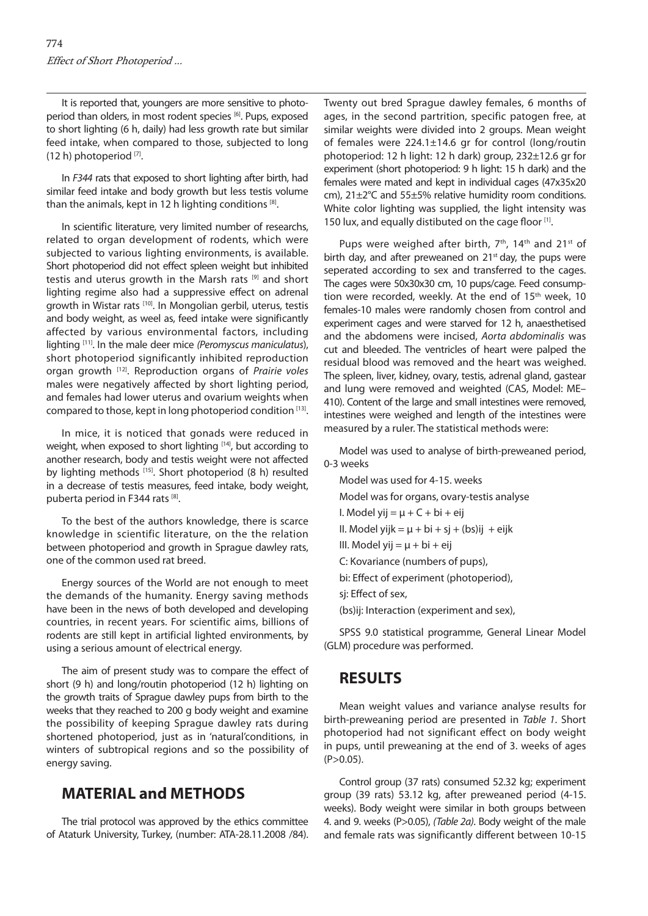It is reported that, youngers are more sensitive to photoperiod than olders, in most rodent species [6]. Pups, exposed to short lighting (6 h, daily) had less growth rate but similar feed intake, when compared to those, subjected to long (12 h) photoperiod [7].

In *F344* rats that exposed to short lighting after birth, had similar feed intake and body growth but less testis volume than the animals, kept in 12 h lighting conditions [8].

In scientific literature, very limited number of researchs, related to organ development of rodents, which were subjected to various lighting environments, is available. Short photoperiod did not effect spleen weight but inhibited testis and uterus growth in the Marsh rats [9] and short lighting regime also had a suppressive effect on adrenal growth in Wistar rats [10]. In Mongolian gerbil, uterus, testis and body weight, as weel as, feed intake were significantly affected by various environmental factors, including lighting [11]. In the male deer mice *(Peromyscus maniculatus)*, short photoperiod significantly inhibited reproduction organ growth [12]. Reproduction organs of *Prairie voles* males were negatively affected by short lighting period, and females had lower uterus and ovarium weights when compared to those, kept in long photoperiod condition [13].

In mice, it is noticed that gonads were reduced in weight, when exposed to short lighting [14], but according to another research, body and testis weight were not affected by lighting methods [15]. Short photoperiod (8 h) resulted in a decrease of testis measures, feed intake, body weight, puberta period in F344 rats [8].

To the best of the authors knowledge, there is scarce knowledge in scientific literature, on the the relation between photoperiod and growth in Sprague dawley rats, one of the common used rat breed.

Energy sources of the World are not enough to meet the demands of the humanity. Energy saving methods have been in the news of both developed and developing countries, in recent years. For scientific aims, billions of rodents are still kept in artificial lighted environments, by using a serious amount of electrical energy.

The aim of present study was to compare the effect of short (9 h) and long/routin photoperiod (12 h) lighting on the growth traits of Sprague dawley pups from birth to the weeks that they reached to 200 g body weight and examine the possibility of keeping Sprague dawley rats during shortened photoperiod, just as in 'natural'conditions, in winters of subtropical regions and so the possibility of energy saving.

## MATERIAL and METHODS

The trial protocol was approved by the ethics committee of Ataturk University, Turkey, (number: ATA-28.11.2008 /84). Twenty out bred Sprague dawley females, 6 months of ages, in the second partrition, specific patogen free, at similar weights were divided into 2 groups. Mean weight of females were 224.1±14.6 gr for control (long/routin photoperiod: 12 h light: 12 h dark) group, 232±12.6 gr for experiment (short photoperiod: 9 h light: 15 h dark) and the females were mated and kept in individual cages (47x35x20 cm), 21±2°C and 55±5% relative humidity room conditions. White color lighting was supplied, the light intensity was 150 lux, and equally distibuted on the cage floor [1].

Pups were weighed after birth, 7th, 14th and 21st of birth day, and after preweaned on 21st day, the pups were seperated according to sex and transferred to the cages. The cages were 50x30x30 cm, 10 pups/cage. Feed consumption were recorded, weekly. At the end of 15th week, 10 females-10 males were randomly chosen from control and experiment cages and were starved for 12 h, anaesthetised and the abdomens were incised, *Aorta abdominalis* was cut and bleeded. The ventricles of heart were palped the residual blood was removed and the heart was weighed. The spleen, liver, kidney, ovary, testis, adrenal gland, gastear and lung were removed and weighted (CAS, Model: ME–410). Content of the large and small intestines were removed, intestines were weighed and length of the intestines were measured by a ruler. The statistical methods were:

Model was used to analyse of birth-preweaned period, 0-3 weeks

Model was used for 4-15. weeks

Model was for organs, ovary-testis analyse

I. Model $y_{ij} = \mu + C + b_i + e_{ij}$

II. Model $y_{ijk} = \mu + b_i + s_j + (bs)_{ij} + e_{ijk}$

III. Model $y_{ij} = \mu + b_i + e_{ij}$

C: Kovariance (numbers of pups),

$b_i$: Effect of experiment (photoperiod),

$s_j$: Effect of sex,

$(bs)_{ij}$: Interaction (experiment and sex),

SPSS 9.0 statistical programme, General Linear Model (GLM) procedure was performed.

## RESULTS

Mean weight values and variance analyse results for birth-preweaning period are presented in *Table 1*. Short photoperiod had not significant effect on body weight in pups, until preweaning at the end of 3. weeks of ages ($P>0.05$).

Control group (37 rats) consumed 52.32 kg; experiment group (39 rats) 53.12 kg, after preweaned period (4-15. weeks). Body weight were similar in both groups between 4. and 9. weeks ($P>0.05$), *(Table 2a)*. Body weight of the male and female rats was significantly different between 10-15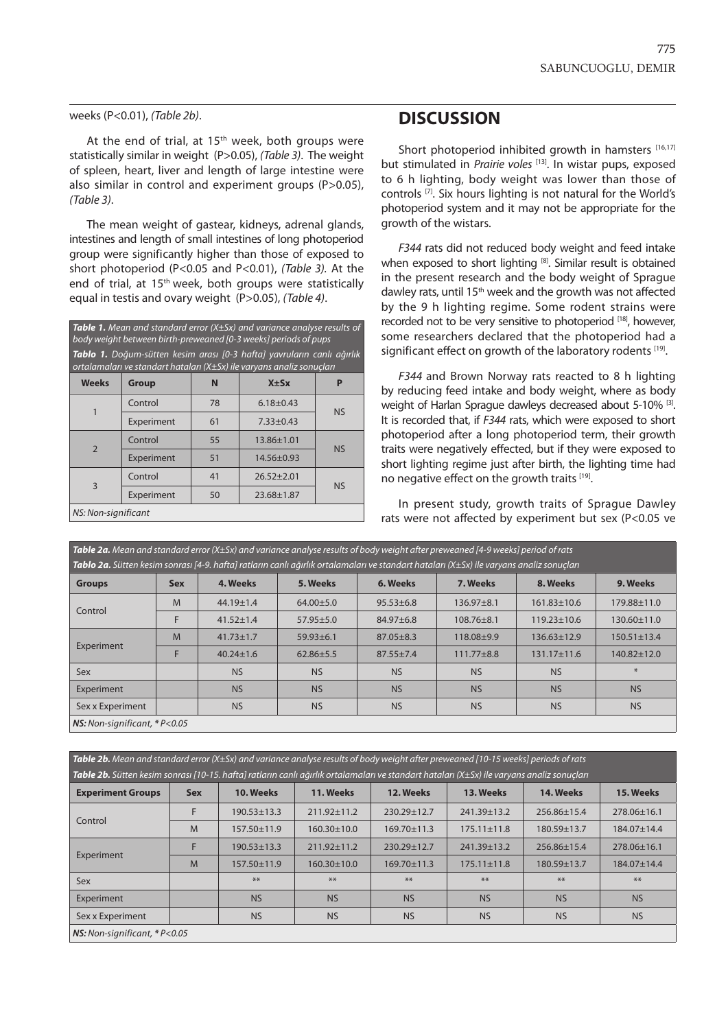weeks (P<0.01), *(Table 2b)*.

At the end of trial, at 15[th] week, both groups were statistically similar in weight (P>0.05), *(Table 3)*. The weight of spleen, heart, liver and length of large intestine were also similar in control and experiment groups (P>0.05), *(Table 3)*.

The mean weight of gastear, kidneys, adrenal glands, intestines and length of small intestines of long photoperiod group were significantly higher than those of exposed to short photoperiod (P<0.05 and P<0.01), *(Table 3)*. At the end of trial, at 15[th] week, both groups were statistically equal in testis and ovary weight (P>0.05), *(Table 4)*.

***Table 1.*** *Mean and standard error (X±Sx) and variance analyse results of body weight between birth-preweaned [0-3 weeks] periods of pups*

***Tablo 1.*** *Doğum-sütten kesim arası [0-3 hafta] yavruların canlı ağırlık ortalamaları ve standart hataları (X±Sx) ile varyans analiz sonuçları*

| Weeks | Group | N | X±Sx | P |
|---|---|---|---|---|
| 1 | Control | 78 | 6.18±0.43 | NS |
| | Experiment | 61 | 7.33±0.43 | |
| 2 | Control | 55 | 13.86±1.01 | NS |
| | Experiment | 51 | 14.56±0.93 | |
| 3 | Control | 41 | 26.52±2.01 | NS |
| | Experiment | 50 | 23.68±1.87 | |

*NS: Non-significant*

## DISCUSSION

Short photoperiod inhibited growth in hamsters [16,17] but stimulated in *Prairie voles* [13]. In wistar pups, exposed to 6 h lighting, body weight was lower than those of controls [7]. Six hours lighting is not natural for the World's photoperiod system and it may not be appropriate for the growth of the wistars.

*F344* rats did not reduced body weight and feed intake when exposed to short lighting [8]. Similar result is obtained in the present research and the body weight of Sprague dawley rats, until 15[th] week and the growth was not affected by the 9 h lighting regime. Some rodent strains were recorded not to be very sensitive to photoperiod [18], however, some researchers declared that the photoperiod had a significant effect on growth of the laboratory rodents [19].

*F344* and Brown Norway rats reacted to 8 h lighting by reducing feed intake and body weight, where as body weight of Harlan Sprague dawleys decreased about 5-10% [3]. It is recorded that, if *F344* rats, which were exposed to short photoperiod after a long photoperiod term, their growth traits were negatively effected, but if they were exposed to short lighting regime just after birth, the lighting time had no negative effect on the growth traits [19].

In present study, growth traits of Sprague Dawley rats were not affected by experiment but sex (P<0.05 ve

***Table 2a.*** *Mean and standard error (X±Sx) and variance analyse results of body weight after preweaned [4-9 weeks] period of rats*

***Tablo 2a.*** *Sütten kesim sonrası [4-9. hafta] ratların canlı ağırlık ortalamaları ve standart hataları (X±Sx) ile varyans analiz sonuçları*

| Groups | Sex | 4. Weeks | 5. Weeks | 6. Weeks | 7. Weeks | 8. Weeks | 9. Weeks |
|---|---|---|---|---|---|---|---|
| Control | M | 44.19±1.4 | 64.00±5.0 | 95.53±6.8 | 136.97±8.1 | 161.83±10.6 | 179.88±11.0 |
| | F | 41.52±1.4 | 57.95±5.0 | 84.97±6.8 | 108.76±8.1 | 119.23±10.6 | 130.60±11.0 |
| Experiment | M | 41.73±1.7 | 59.93±6.1 | 87.05±8.3 | 118.08±9.9 | 136.63±12.9 | 150.51±13.4 |
| | F | 40.24±1.6 | 62.86±5.5 | 87.55±7.4 | 111.77±8.8 | 131.17±11.6 | 140.82±12.0 |
| Sex | | NS | NS | NS | NS | NS | * |
| Experiment | | NS | NS | NS | NS | NS | NS |
| Sex x Experiment | | NS | NS | NS | NS | NS | NS |

***NS:*** *Non-significant, * P<0.05*

***Table 2b.*** *Mean and standard error (X±Sx) and variance analyse results of body weight after preweaned [10-15 weeks] periods of rats*

***Table 2b.*** *Sütten kesim sonrası [10-15. hafta] ratların canlı ağırlık ortalamaları ve standart hataları (X±Sx) ile varyans analiz sonuçları*

| Experiment Groups | Sex | 10. Weeks | 11. Weeks | 12. Weeks | 13. Weeks | 14. Weeks | 15. Weeks |
|---|---|---|---|---|---|---|---|
| Control | F | 190.53±13.3 | 211.92±11.2 | 230.29±12.7 | 241.39±13.2 | 256.86±15.4 | 278.06±16.1 |
| | M | 157.50±11.9 | 160.30±10.0 | 169.70±11.3 | 175.11±11.8 | 180.59±13.7 | 184.07±14.4 |
| Experiment | F | 190.53±13.3 | 211.92±11.2 | 230.29±12.7 | 241.39±13.2 | 256.86±15.4 | 278.06±16.1 |
| | M | 157.50±11.9 | 160.30±10.0 | 169.70±11.3 | 175.11±11.8 | 180.59±13.7 | 184.07±14.4 |
| Sex | | ** | ** | ** | ** | ** | ** |
| Experiment | | NS | NS | NS | NS | NS | NS |
| Sex x Experiment | | NS | NS | NS | NS | NS | NS |

***NS:*** *Non-significant, * P<0.05*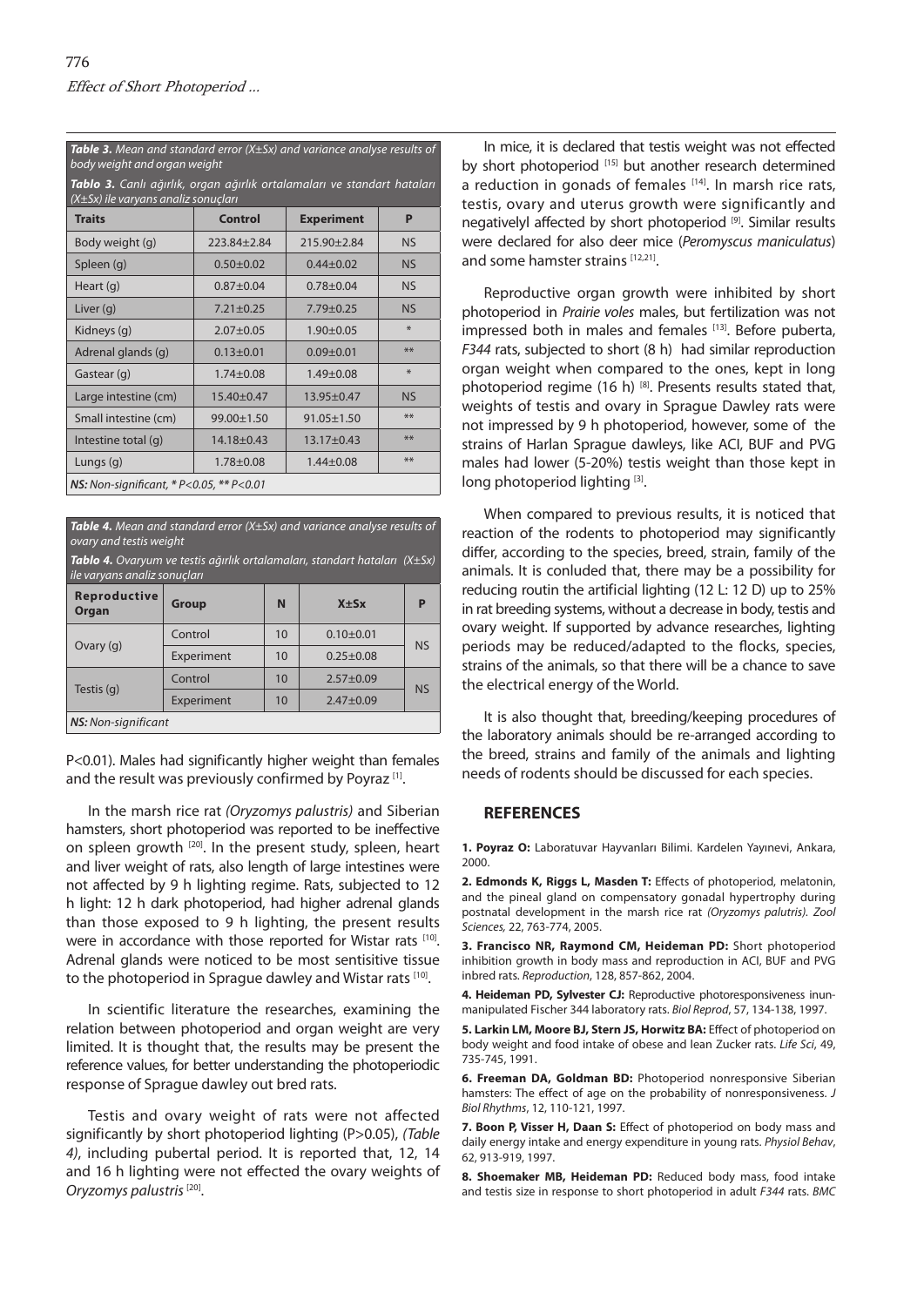**Table 3.** *Mean and standard error (X±Sx) and variance analyse results of body weight and organ weight*

**Tablo 3.** *Canlı ağırlık, organ ağırlık ortalamaları ve standart hataları (X±Sx) ile varyans analiz sonuçları*

| Traits | Control | Experiment | P |
|---|---|---|---|
| Body weight (g) | 223.84±2.84 | 215.90±2.84 | NS |
| Spleen (g) | 0.50±0.02 | 0.44±0.02 | NS |
| Heart (g) | 0.87±0.04 | 0.78±0.04 | NS |
| Liver (g) | 7.21±0.25 | 7.79±0.25 | NS |
| Kidneys (g) | 2.07±0.05 | 1.90±0.05 | * |
| Adrenal glands (g) | 0.13±0.01 | 0.09±0.01 | ** |
| Gastear (g) | 1.74±0.08 | 1.49±0.08 | * |
| Large intestine (cm) | 15.40±0.47 | 13.95±0.47 | NS |
| Small intestine (cm) | 99.00±1.50 | 91.05±1.50 | ** |
| Intestine total (g) | 14.18±0.43 | 13.17±0.43 | ** |
| Lungs (g) | 1.78±0.08 | 1.44±0.08 | ** |

***NS:** Non-significant, * P<0.05, ** P<0.01*

**Table 4.** *Mean and standard error (X±Sx) and variance analyse results of ovary and testis weight*

**Tablo 4.** *Ovaryum ve testis ağırlık ortalamaları, standart hataları (X±Sx) ile varyans analiz sonuçları*

| Reproductive Organ | Group | N | X±Sx | P |
|---|---|---|---|---|
| Ovary (g) | Control | 10 | 0.10±0.01 | NS |
| | Experiment | 10 | 0.25±0.08 | |
| Testis (g) | Control | 10 | 2.57±0.09 | NS |
| | Experiment | 10 | 2.47±0.09 | |

***NS:** Non-significant*

P<0.01). Males had significantly higher weight than females and the result was previously confirmed by Poyraz [1].

In the marsh rice rat *(Oryzomys palustris)* and Siberian hamsters, short photoperiod was reported to be ineffective on spleen growth [20]. In the present study, spleen, heart and liver weight of rats, also length of large intestines were not affected by 9 h lighting regime. Rats, subjected to 12 h light: 12 h dark photoperiod, had higher adrenal glands than those exposed to 9 h lighting, the present results were in accordance with those reported for Wistar rats [10]. Adrenal glands were noticed to be most sentisitive tissue to the photoperiod in Sprague dawley and Wistar rats [10].

In scientific literature the researches, examining the relation between photoperiod and organ weight are very limited. It is thought that, the results may be present the reference values, for better understanding the photoperiodic response of Sprague dawley out bred rats.

Testis and ovary weight of rats were not affected significantly by short photoperiod lighting (P>0.05), *(Table 4)*, including pubertal period. It is reported that, 12, 14 and 16 h lighting were not effected the ovary weights of *Oryzomys palustris* [20].

In mice, it is declared that testis weight was not effected by short photoperiod [15] but another research determined a reduction in gonads of females [14]. In marsh rice rats, testis, ovary and uterus growth were significantly and negativelyl affected by short photoperiod [9]. Similar results were declared for also deer mice (*Peromyscus maniculatus*) and some hamster strains [12,21].

Reproductive organ growth were inhibited by short photoperiod in *Prairie voles* males, but fertilization was not impressed both in males and females [13]. Before puberta, *F344* rats, subjected to short (8 h) had similar reproduction organ weight when compared to the ones, kept in long photoperiod regime (16 h) [8]. Presents results stated that, weights of testis and ovary in Sprague Dawley rats were not impressed by 9 h photoperiod, however, some of the strains of Harlan Sprague dawleys, like ACI, BUF and PVG males had lower (5-20%) testis weight than those kept in long photoperiod lighting [3].

When compared to previous results, it is noticed that reaction of the rodents to photoperiod may significantly differ, according to the species, breed, strain, family of the animals. It is conluded that, there may be a possibility for reducing routin the artificial lighting (12 L: 12 D) up to 25% in rat breeding systems, without a decrease in body, testis and ovary weight. If supported by advance researches, lighting periods may be reduced/adapted to the flocks, species, strains of the animals, so that there will be a chance to save the electrical energy of the World.

It is also thought that, breeding/keeping procedures of the laboratory animals should be re-arranged according to the breed, strains and family of the animals and lighting needs of rodents should be discussed for each species.

## REFERENCES

**1. Poyraz O:** Laboratuvar Hayvanları Bilimi. Kardelen Yayınevi, Ankara, 2000.

**2. Edmonds K, Riggs L, Masden T:** Effects of photoperiod, melatonin, and the pineal gland on compensatory gonadal hypertrophy during postnatal development in the marsh rice rat *(Oryzomys palutris). Zool Sciences,* 22, 763-774, 2005.

**3. Francisco NR, Raymond CM, Heideman PD:** Short photoperiod inhibition growth in body mass and reproduction in ACI, BUF and PVG inbred rats. *Reproduction*, 128, 857-862, 2004.

**4. Heideman PD, Sylvester CJ:** Reproductive photoresponsiveness inunmanipulated Fischer 344 laboratory rats. *Biol Reprod*, 57, 134-138, 1997.

**5. Larkin LM, Moore BJ, Stern JS, Horwitz BA:** Effect of photoperiod on body weight and food intake of obese and lean Zucker rats. *Life Sci*, 49, 735-745, 1991.

**6. Freeman DA, Goldman BD:** Photoperiod nonresponsive Siberian hamsters: The effect of age on the probability of nonresponsiveness. *J Biol Rhythms*, 12, 110-121, 1997.

**7. Boon P, Visser H, Daan S:** Effect of photoperiod on body mass and daily energy intake and energy expenditure in young rats. *Physiol Behav*, 62, 913-919, 1997.

**8. Shoemaker MB, Heideman PD:** Reduced body mass, food intake and testis size in response to short photoperiod in adult *F344* rats. *BMC*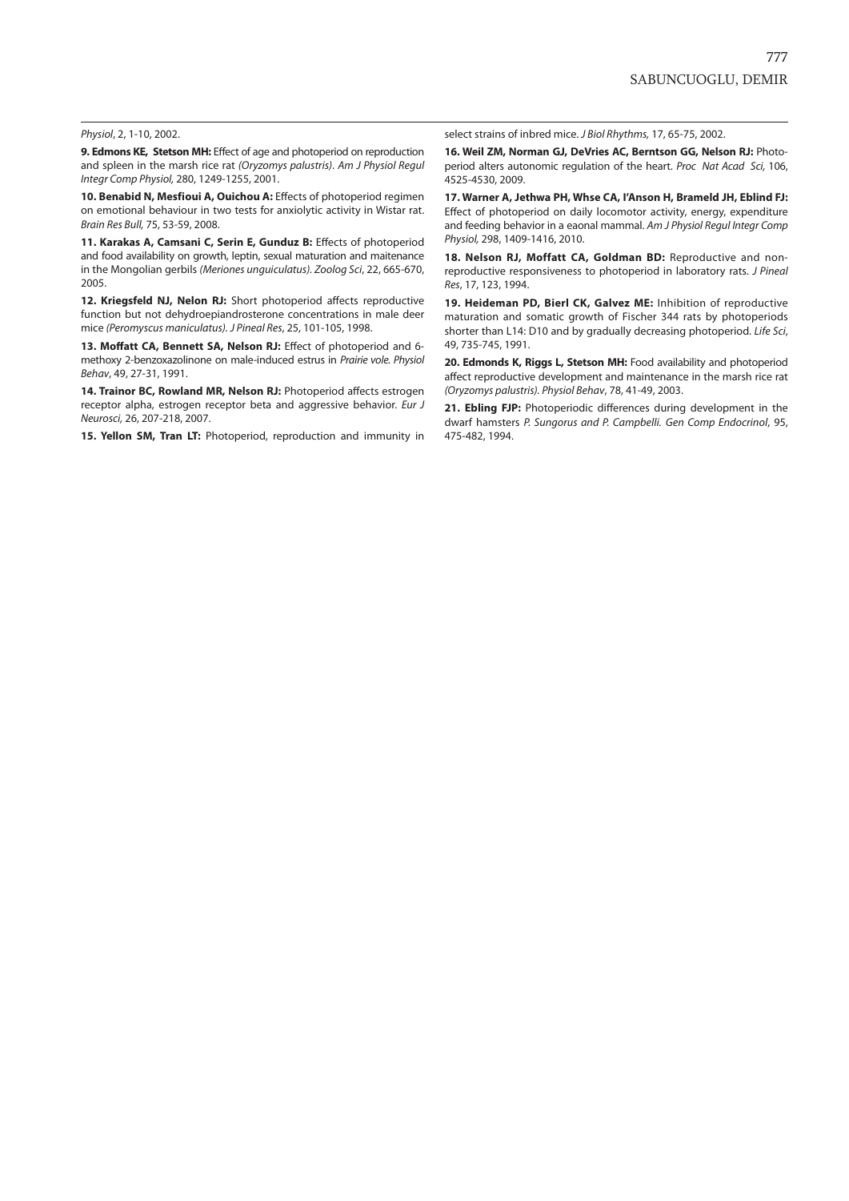*Physiol*, 2, 1-10, 2002.

**9. Edmons KE, Stetson MH:** Effect of age and photoperiod on reproduction and spleen in the marsh rice rat *(Oryzomys palustris)*. *Am J Physiol Regul Integr Comp Physiol,* 280, 1249-1255, 2001.

**10. Benabid N, Mesfioui A, Ouichou A:** Effects of photoperiod regimen on emotional behaviour in two tests for anxiolytic activity in Wistar rat. *Brain Res Bull,* 75, 53-59, 2008.

**11. Karakas A, Camsani C, Serin E, Gunduz B:** Effects of photoperiod and food availability on growth, leptin, sexual maturation and maitenance in the Mongolian gerbils *(Meriones unguiculatus)*. *Zoolog Sci*, 22, 665-670, 2005.

**12. Kriegsfeld NJ, Nelon RJ:** Short photoperiod affects reproductive function but not dehydroepiandrosterone concentrations in male deer mice *(Peromyscus maniculatus)*. *J Pineal Res*, 25, 101-105, 1998.

**13. Moffatt CA, Bennett SA, Nelson RJ:** Effect of photoperiod and 6-methoxy 2-benzoxazolinone on male-induced estrus in *Prairie vole. Physiol Behav*, 49, 27-31, 1991.

**14. Trainor BC, Rowland MR, Nelson RJ:** Photoperiod affects estrogen receptor alpha, estrogen receptor beta and aggressive behavior. *Eur J Neurosci,* 26, 207-218, 2007.

**15. Yellon SM, Tran LT:** Photoperiod, reproduction and immunity in select strains of inbred mice. *J Biol Rhythms,* 17, 65-75, 2002.

**16. Weil ZM, Norman GJ, DeVries AC, Berntson GG, Nelson RJ:** Photoperiod alters autonomic regulation of the heart. *Proc Nat Acad Sci,* 106, 4525-4530, 2009.

**17. Warner A, Jethwa PH, Whse CA, I'Anson H, Brameld JH, Eblind FJ:** Effect of photoperiod on daily locomotor activity, energy, expenditure and feeding behavior in a eaonal mammal. *Am J Physiol Regul Integr Comp Physiol,* 298, 1409-1416, 2010.

**18. Nelson RJ, Moffatt CA, Goldman BD:** Reproductive and non-reproductive responsiveness to photoperiod in laboratory rats. *J Pineal Res*, 17, 123, 1994.

**19. Heideman PD, Bierl CK, Galvez ME:** Inhibition of reproductive maturation and somatic growth of Fischer 344 rats by photoperiods shorter than L14: D10 and by gradually decreasing photoperiod. *Life Sci*, 49, 735-745, 1991.

**20. Edmonds K, Riggs L, Stetson MH:** Food availability and photoperiod affect reproductive development and maintenance in the marsh rice rat *(Oryzomys palustris)*. *Physiol Behav*, 78, 41-49, 2003.

**21. Ebling FJP:** Photoperiodic differences during development in the dwarf hamsters *P. Sungorus and P. Campbelli. Gen Comp Endocrinol*, 95, 475-482, 1994.